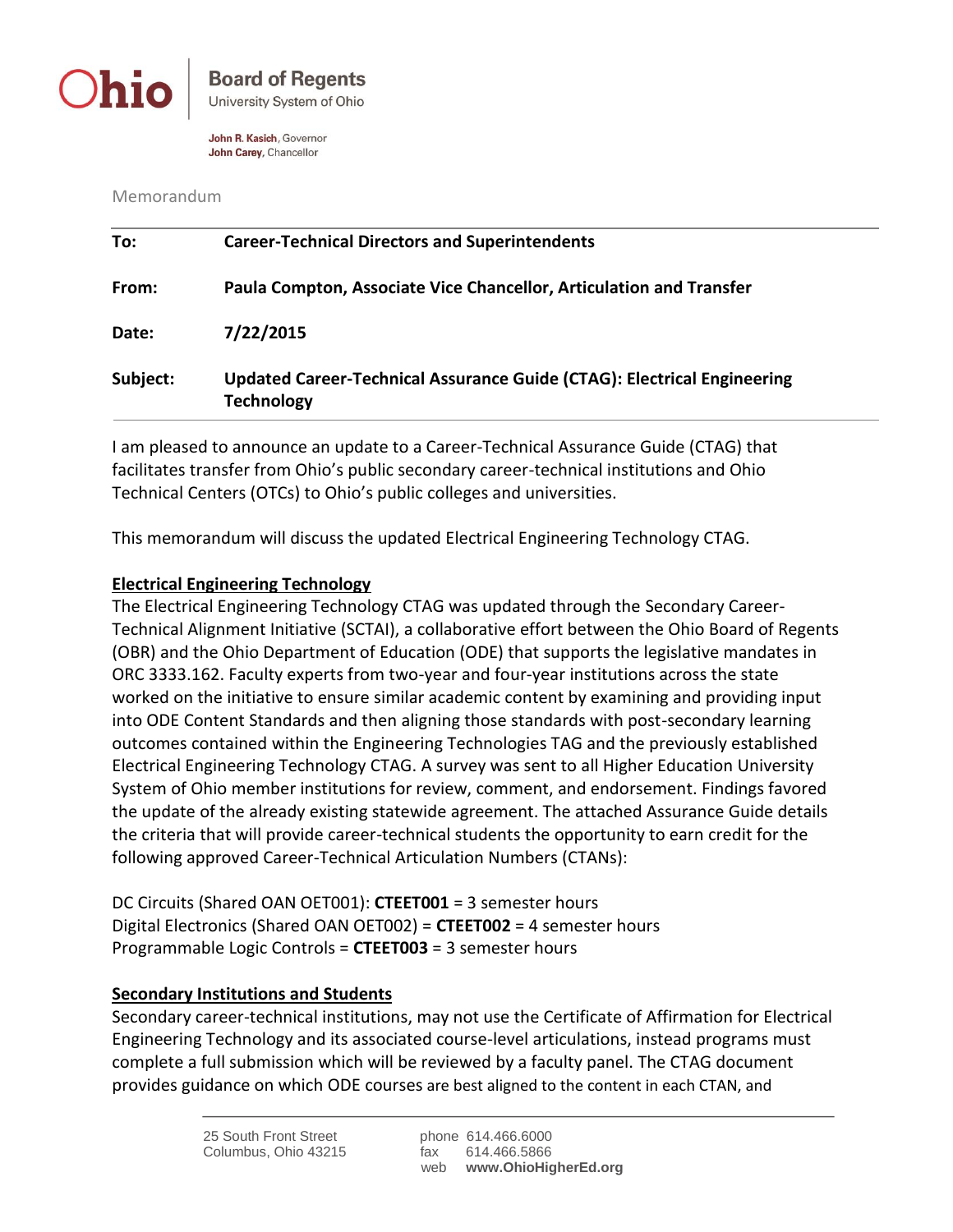Ohio | **Board of Regents**
University System of Ohio

**John R. Kasich**, Governor
**John Carey**, Chancellor

Memorandum

| | |
|---|---|
| **To:** | **Career-Technical Directors and Superintendents** |
| **From:** | **Paula Compton, Associate Vice Chancellor, Articulation and Transfer** |
| **Date:** | **7/22/2015** |
| **Subject:** | **Updated Career-Technical Assurance Guide (CTAG): Electrical Engineering Technology** |

I am pleased to announce an update to a Career-Technical Assurance Guide (CTAG) that facilitates transfer from Ohio's public secondary career-technical institutions and Ohio Technical Centers (OTCs) to Ohio's public colleges and universities.

This memorandum will discuss the updated Electrical Engineering Technology CTAG.

**Electrical Engineering Technology**

The Electrical Engineering Technology CTAG was updated through the Secondary Career-Technical Alignment Initiative (SCTAI), a collaborative effort between the Ohio Board of Regents (OBR) and the Ohio Department of Education (ODE) that supports the legislative mandates in ORC 3333.162. Faculty experts from two-year and four-year institutions across the state worked on the initiative to ensure similar academic content by examining and providing input into ODE Content Standards and then aligning those standards with post-secondary learning outcomes contained within the Engineering Technologies TAG and the previously established Electrical Engineering Technology CTAG. A survey was sent to all Higher Education University System of Ohio member institutions for review, comment, and endorsement. Findings favored the update of the already existing statewide agreement. The attached Assurance Guide details the criteria that will provide career-technical students the opportunity to earn credit for the following approved Career-Technical Articulation Numbers (CTANs):

DC Circuits (Shared OAN OET001): **CTEET001** = 3 semester hours
Digital Electronics (Shared OAN OET002) = **CTEET002** = 4 semester hours
Programmable Logic Controls = **CTEET003** = 3 semester hours

**Secondary Institutions and Students**

Secondary career-technical institutions, may not use the Certificate of Affirmation for Electrical Engineering Technology and its associated course-level articulations, instead programs must complete a full submission which will be reviewed by a faculty panel. The CTAG document provides guidance on which ODE courses are best aligned to the content in each CTAN, and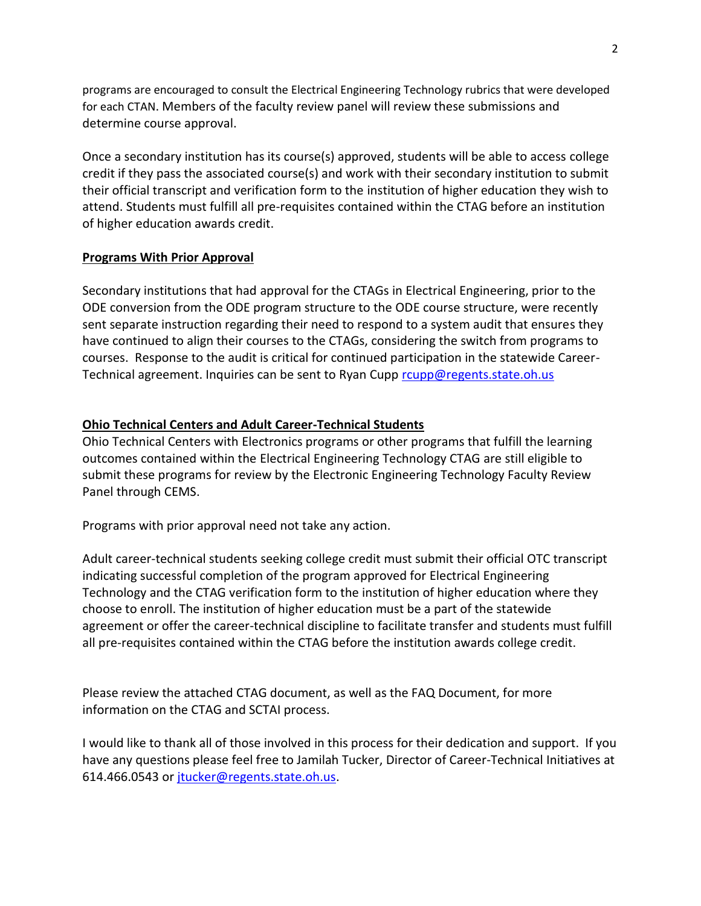programs are encouraged to consult the Electrical Engineering Technology rubrics that were developed for each CTAN. Members of the faculty review panel will review these submissions and determine course approval.

Once a secondary institution has its course(s) approved, students will be able to access college credit if they pass the associated course(s) and work with their secondary institution to submit their official transcript and verification form to the institution of higher education they wish to attend. Students must fulfill all pre-requisites contained within the CTAG before an institution of higher education awards credit.

**Programs With Prior Approval**

Secondary institutions that had approval for the CTAGs in Electrical Engineering, prior to the ODE conversion from the ODE program structure to the ODE course structure, were recently sent separate instruction regarding their need to respond to a system audit that ensures they have continued to align their courses to the CTAGs, considering the switch from programs to courses. Response to the audit is critical for continued participation in the statewide Career-Technical agreement. Inquiries can be sent to Ryan Cupp rcupp@regents.state.oh.us

**Ohio Technical Centers and Adult Career-Technical Students**

Ohio Technical Centers with Electronics programs or other programs that fulfill the learning outcomes contained within the Electrical Engineering Technology CTAG are still eligible to submit these programs for review by the Electronic Engineering Technology Faculty Review Panel through CEMS.

Programs with prior approval need not take any action.

Adult career-technical students seeking college credit must submit their official OTC transcript indicating successful completion of the program approved for Electrical Engineering Technology and the CTAG verification form to the institution of higher education where they choose to enroll. The institution of higher education must be a part of the statewide agreement or offer the career-technical discipline to facilitate transfer and students must fulfill all pre-requisites contained within the CTAG before the institution awards college credit.

Please review the attached CTAG document, as well as the FAQ Document, for more information on the CTAG and SCTAI process.

I would like to thank all of those involved in this process for their dedication and support. If you have any questions please feel free to Jamilah Tucker, Director of Career-Technical Initiatives at 614.466.0543 or jtucker@regents.state.oh.us.